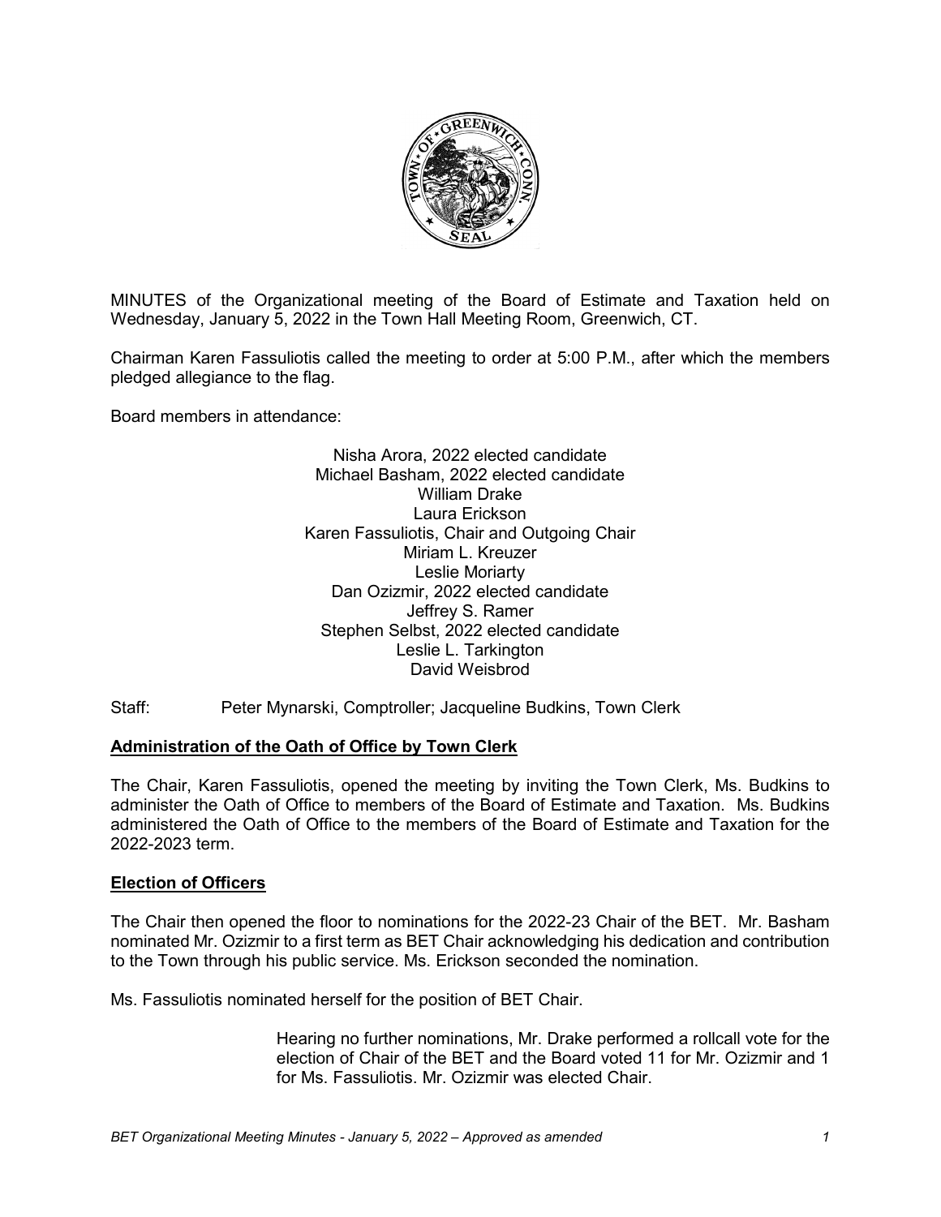MINUTES of the Organizational meeting of the Board of Estimate and Taxation held on Wednesday, January 5, 2022 in the Town Hall Meeting Room, Greenwich, CT.

Chairman Karen Fassuliotis called the meeting to order at 5:00 P.M., after which the members pledged allegiance to the flag.

Board members in attendance:

Nisha Arora, 2022 elected candidate
Michael Basham, 2022 elected candidate
William Drake
Laura Erickson
Karen Fassuliotis, Chair and Outgoing Chair
Miriam L. Kreuzer
Leslie Moriarty
Dan Ozizmir, 2022 elected candidate
Jeffrey S. Ramer
Stephen Selbst, 2022 elected candidate
Leslie L. Tarkington
David Weisbrod

Staff: Peter Mynarski, Comptroller; Jacqueline Budkins, Town Clerk

**Administration of the Oath of Office by Town Clerk**

The Chair, Karen Fassuliotis, opened the meeting by inviting the Town Clerk, Ms. Budkins to administer the Oath of Office to members of the Board of Estimate and Taxation. Ms. Budkins administered the Oath of Office to the members of the Board of Estimate and Taxation for the 2022-2023 term.

**Election of Officers**

The Chair then opened the floor to nominations for the 2022-23 Chair of the BET. Mr. Basham nominated Mr. Ozizmir to a first term as BET Chair acknowledging his dedication and contribution to the Town through his public service. Ms. Erickson seconded the nomination.

Ms. Fassuliotis nominated herself for the position of BET Chair.

Hearing no further nominations, Mr. Drake performed a rollcall vote for the election of Chair of the BET and the Board voted 11 for Mr. Ozizmir and 1 for Ms. Fassuliotis. Mr. Ozizmir was elected Chair.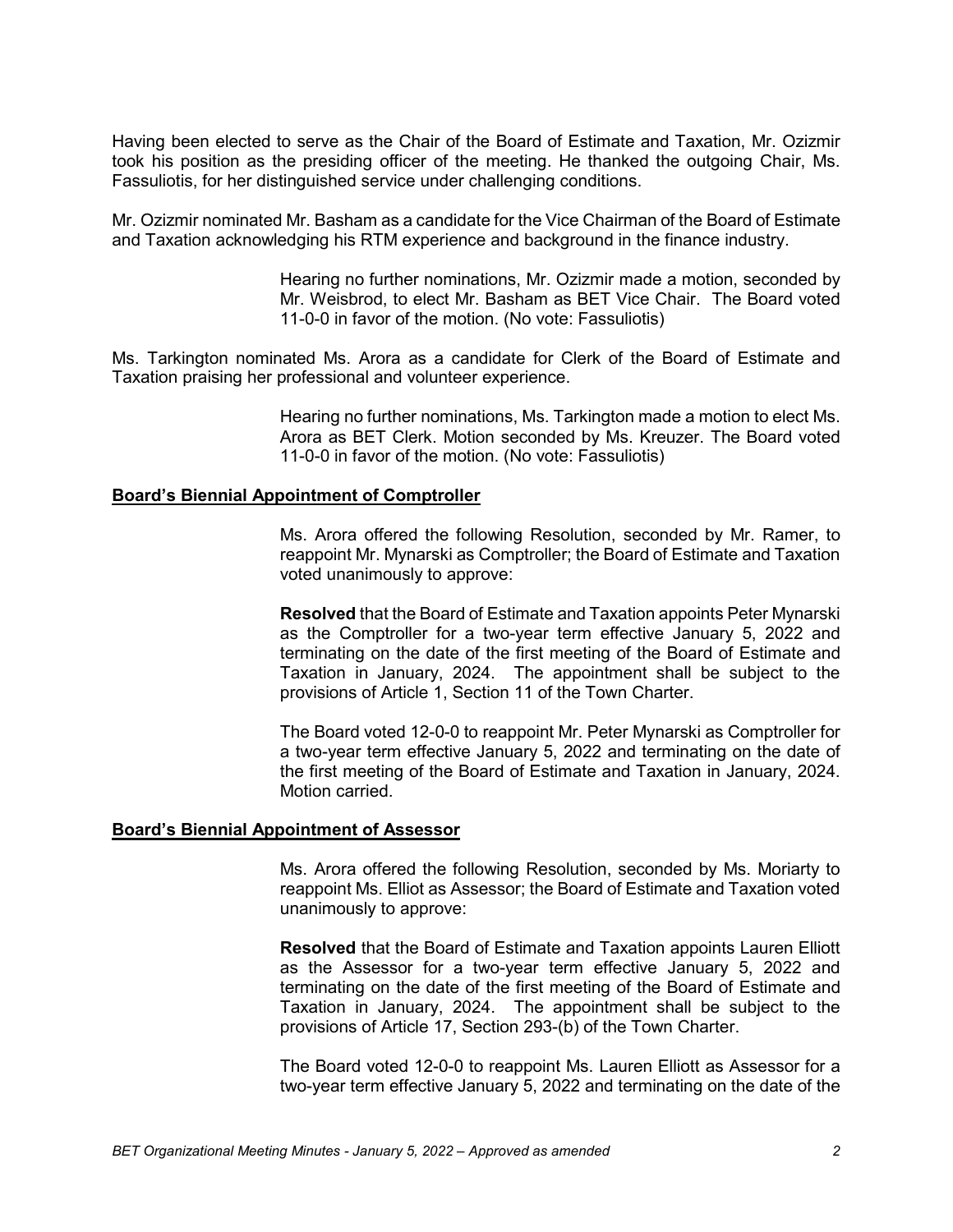Having been elected to serve as the Chair of the Board of Estimate and Taxation, Mr. Ozizmir took his position as the presiding officer of the meeting. He thanked the outgoing Chair, Ms. Fassuliotis, for her distinguished service under challenging conditions.

Mr. Ozizmir nominated Mr. Basham as a candidate for the Vice Chairman of the Board of Estimate and Taxation acknowledging his RTM experience and background in the finance industry.

> Hearing no further nominations, Mr. Ozizmir made a motion, seconded by Mr. Weisbrod, to elect Mr. Basham as BET Vice Chair. The Board voted 11-0-0 in favor of the motion. (No vote: Fassuliotis)

Ms. Tarkington nominated Ms. Arora as a candidate for Clerk of the Board of Estimate and Taxation praising her professional and volunteer experience.

> Hearing no further nominations, Ms. Tarkington made a motion to elect Ms. Arora as BET Clerk. Motion seconded by Ms. Kreuzer. The Board voted 11-0-0 in favor of the motion. (No vote: Fassuliotis)

**Board's Biennial Appointment of Comptroller**

> Ms. Arora offered the following Resolution, seconded by Mr. Ramer, to reappoint Mr. Mynarski as Comptroller; the Board of Estimate and Taxation voted unanimously to approve:
>
> **Resolved** that the Board of Estimate and Taxation appoints Peter Mynarski as the Comptroller for a two-year term effective January 5, 2022 and terminating on the date of the first meeting of the Board of Estimate and Taxation in January, 2024. The appointment shall be subject to the provisions of Article 1, Section 11 of the Town Charter.
>
> The Board voted 12-0-0 to reappoint Mr. Peter Mynarski as Comptroller for a two-year term effective January 5, 2022 and terminating on the date of the first meeting of the Board of Estimate and Taxation in January, 2024. Motion carried.

**Board's Biennial Appointment of Assessor**

> Ms. Arora offered the following Resolution, seconded by Ms. Moriarty to reappoint Ms. Elliot as Assessor; the Board of Estimate and Taxation voted unanimously to approve:
>
> **Resolved** that the Board of Estimate and Taxation appoints Lauren Elliott as the Assessor for a two-year term effective January 5, 2022 and terminating on the date of the first meeting of the Board of Estimate and Taxation in January, 2024. The appointment shall be subject to the provisions of Article 17, Section 293-(b) of the Town Charter.
>
> The Board voted 12-0-0 to reappoint Ms. Lauren Elliott as Assessor for a two-year term effective January 5, 2022 and terminating on the date of the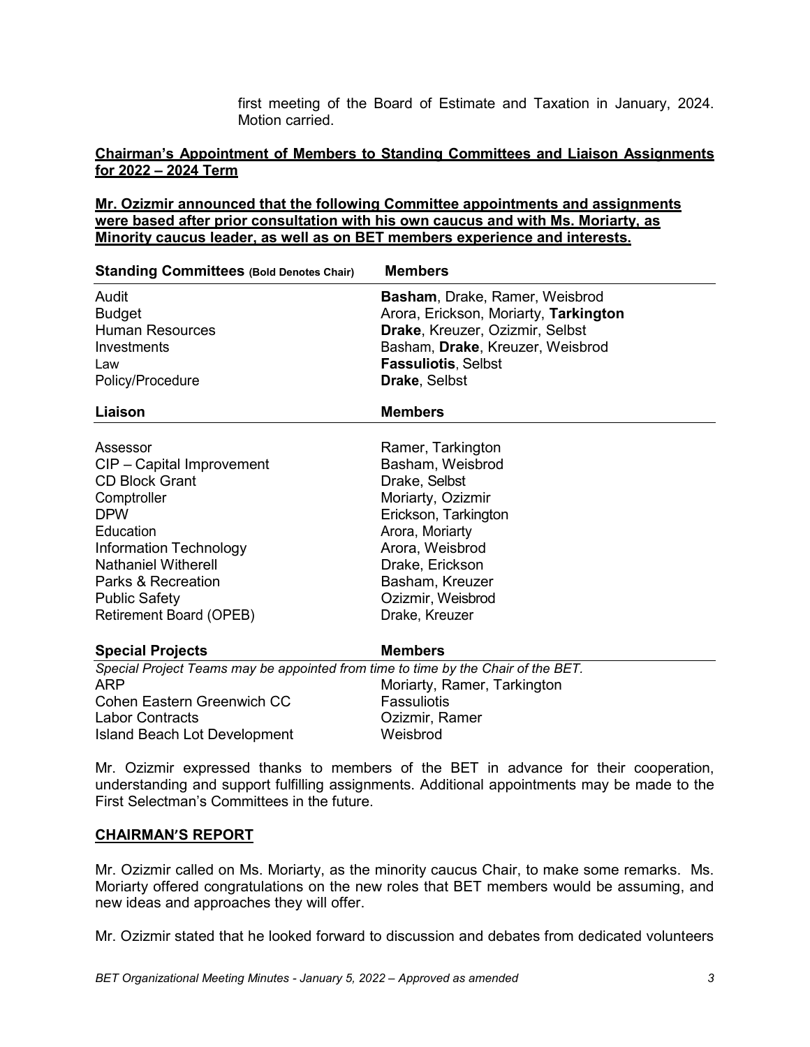first meeting of the Board of Estimate and Taxation in January, 2024. Motion carried.

**Chairman's Appointment of Members to Standing Committees and Liaison Assignments for 2022 – 2024 Term**

**Mr. Ozizmir announced that the following Committee appointments and assignments were based after prior consultation with his own caucus and with Ms. Moriarty, as Minority caucus leader, as well as on BET members experience and interests.**

| Standing Committees (Bold Denotes Chair) | Members |
|---|---|
| Audit | **Basham**, Drake, Ramer, Weisbrod |
| Budget | Arora, Erickson, Moriarty, **Tarkington** |
| Human Resources | **Drake**, Kreuzer, Ozizmir, Selbst |
| Investments | Basham, **Drake**, Kreuzer, Weisbrod |
| Law | **Fassuliotis**, Selbst |
| Policy/Procedure | **Drake**, Selbst |

| Liaison | Members |
|---|---|
| Assessor | Ramer, Tarkington |
| CIP – Capital Improvement | Basham, Weisbrod |
| CD Block Grant | Drake, Selbst |
| Comptroller | Moriarty, Ozizmir |
| DPW | Erickson, Tarkington |
| Education | Arora, Moriarty |
| Information Technology | Arora, Weisbrod |
| Nathaniel Witherell | Drake, Erickson |
| Parks & Recreation | Basham, Kreuzer |
| Public Safety | Ozizmir, Weisbrod |
| Retirement Board (OPEB) | Drake, Kreuzer |

| Special Projects | Members |
|---|---|
| *Special Project Teams may be appointed from time to time by the Chair of the BET.* | |
| ARP | Moriarty, Ramer, Tarkington |
| Cohen Eastern Greenwich CC | Fassuliotis |
| Labor Contracts | Ozizmir, Ramer |
| Island Beach Lot Development | Weisbrod |

Mr. Ozizmir expressed thanks to members of the BET in advance for their cooperation, understanding and support fulfilling assignments. Additional appointments may be made to the First Selectman's Committees in the future.

## CHAIRMAN'S REPORT

Mr. Ozizmir called on Ms. Moriarty, as the minority caucus Chair, to make some remarks. Ms. Moriarty offered congratulations on the new roles that BET members would be assuming, and new ideas and approaches they will offer.

Mr. Ozizmir stated that he looked forward to discussion and debates from dedicated volunteers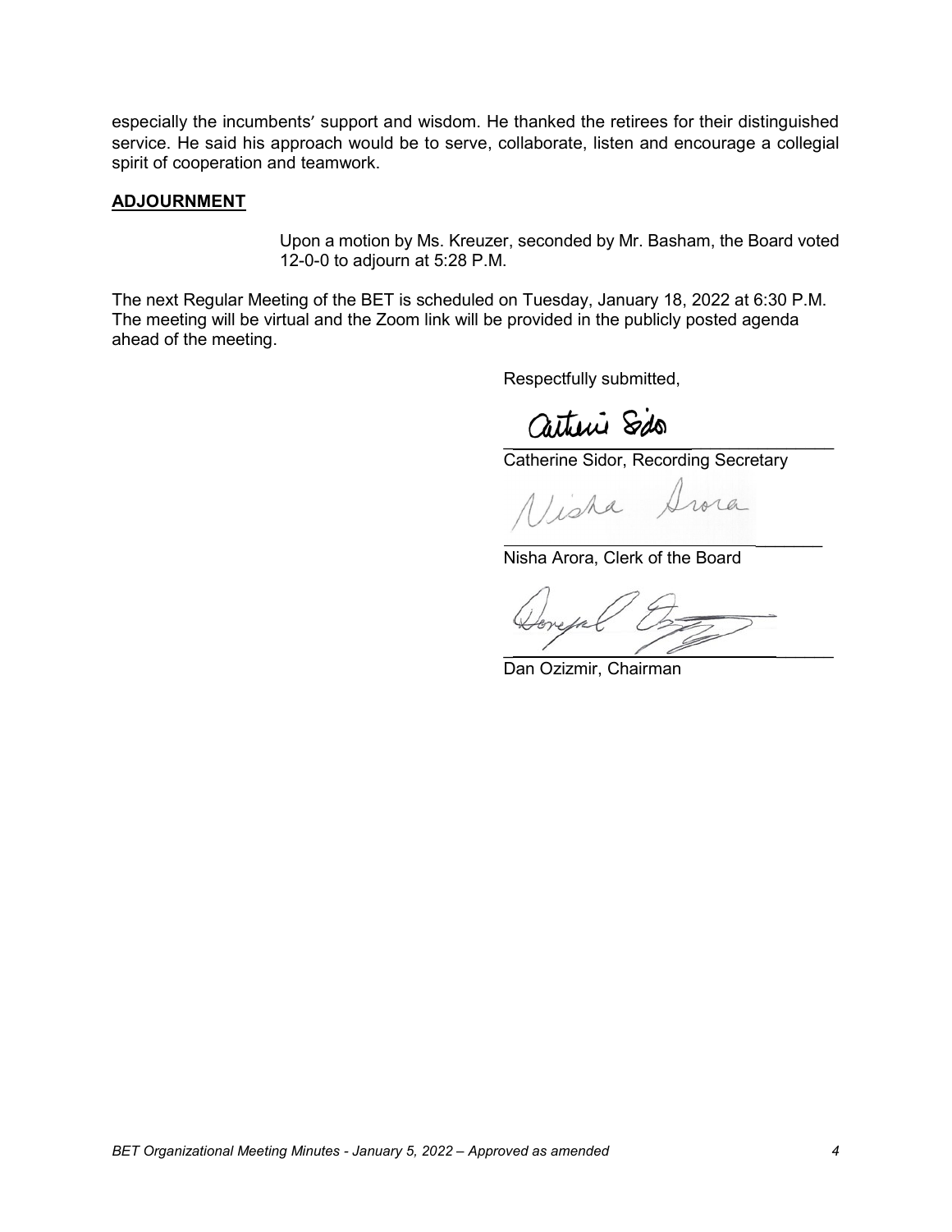especially the incumbents' support and wisdom. He thanked the retirees for their distinguished service. He said his approach would be to serve, collaborate, listen and encourage a collegial spirit of cooperation and teamwork.

**ADJOURNMENT**

Upon a motion by Ms. Kreuzer, seconded by Mr. Basham, the Board voted 12-0-0 to adjourn at 5:28 P.M.

The next Regular Meeting of the BET is scheduled on Tuesday, January 18, 2022 at 6:30 P.M. The meeting will be virtual and the Zoom link will be provided in the publicly posted agenda ahead of the meeting.

Respectfully submitted,

Catherine Sidor, Recording Secretary

Nisha Arora, Clerk of the Board

Dan Ozizmir, Chairman